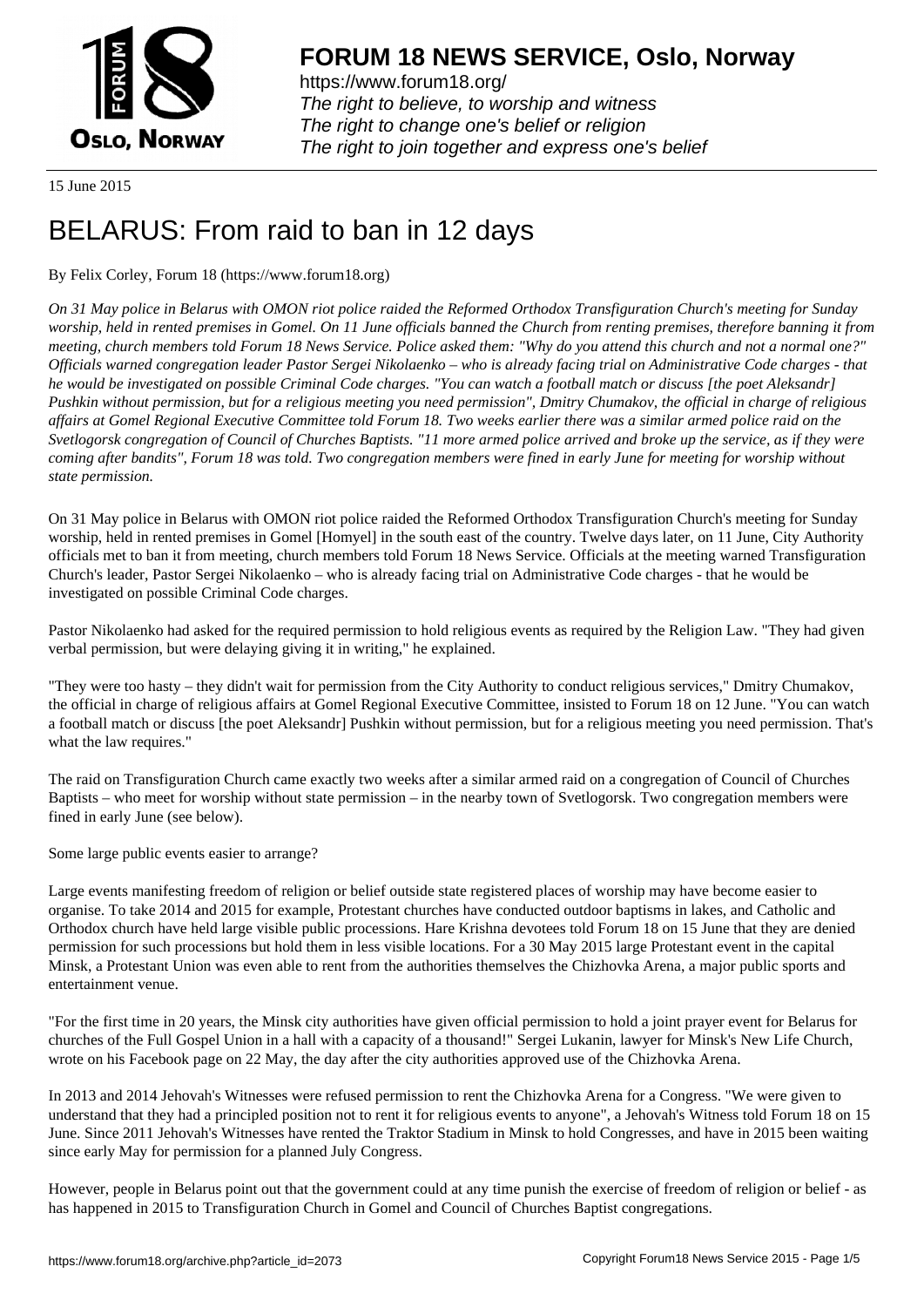# FORUM 18 NEWS SERVICE, Oslo, Norway

https://www.forum18.org/
*The right to believe, to worship and witness*
*The right to change one's belief or religion*
*The right to join together and express one's belief*

15 June 2015

# BELARUS: From raid to ban in 12 days

By Felix Corley, Forum 18 (https://www.forum18.org)

*On 31 May police in Belarus with OMON riot police raided the Reformed Orthodox Transfiguration Church's meeting for Sunday worship, held in rented premises in Gomel. On 11 June officials banned the Church from renting premises, therefore banning it from meeting, church members told Forum 18 News Service. Police asked them: "Why do you attend this church and not a normal one?" Officials warned congregation leader Pastor Sergei Nikolaenko – who is already facing trial on Administrative Code charges - that he would be investigated on possible Criminal Code charges. "You can watch a football match or discuss [the poet Aleksandr] Pushkin without permission, but for a religious meeting you need permission", Dmitry Chumakov, the official in charge of religious affairs at Gomel Regional Executive Committee told Forum 18. Two weeks earlier there was a similar armed police raid on the Svetlogorsk congregation of Council of Churches Baptists. "11 more armed police arrived and broke up the service, as if they were coming after bandits", Forum 18 was told. Two congregation members were fined in early June for meeting for worship without state permission.*

On 31 May police in Belarus with OMON riot police raided the Reformed Orthodox Transfiguration Church's meeting for Sunday worship, held in rented premises in Gomel [Homyel] in the south east of the country. Twelve days later, on 11 June, City Authority officials met to ban it from meeting, church members told Forum 18 News Service. Officials at the meeting warned Transfiguration Church's leader, Pastor Sergei Nikolaenko – who is already facing trial on Administrative Code charges - that he would be investigated on possible Criminal Code charges.

Pastor Nikolaenko had asked for the required permission to hold religious events as required by the Religion Law. "They had given verbal permission, but were delaying giving it in writing," he explained.

"They were too hasty – they didn't wait for permission from the City Authority to conduct religious services," Dmitry Chumakov, the official in charge of religious affairs at Gomel Regional Executive Committee, insisted to Forum 18 on 12 June. "You can watch a football match or discuss [the poet Aleksandr] Pushkin without permission, but for a religious meeting you need permission. That's what the law requires."

The raid on Transfiguration Church came exactly two weeks after a similar armed raid on a congregation of Council of Churches Baptists – who meet for worship without state permission – in the nearby town of Svetlogorsk. Two congregation members were fined in early June (see below).

Some large public events easier to arrange?

Large events manifesting freedom of religion or belief outside state registered places of worship may have become easier to organise. To take 2014 and 2015 for example, Protestant churches have conducted outdoor baptisms in lakes, and Catholic and Orthodox church have held large visible public processions. Hare Krishna devotees told Forum 18 on 15 June that they are denied permission for such processions but hold them in less visible locations. For a 30 May 2015 large Protestant event in the capital Minsk, a Protestant Union was even able to rent from the authorities themselves the Chizhovka Arena, a major public sports and entertainment venue.

"For the first time in 20 years, the Minsk city authorities have given official permission to hold a joint prayer event for Belarus for churches of the Full Gospel Union in a hall with a capacity of a thousand!" Sergei Lukanin, lawyer for Minsk's New Life Church, wrote on his Facebook page on 22 May, the day after the city authorities approved use of the Chizhovka Arena.

In 2013 and 2014 Jehovah's Witnesses were refused permission to rent the Chizhovka Arena for a Congress. "We were given to understand that they had a principled position not to rent it for religious events to anyone", a Jehovah's Witness told Forum 18 on 15 June. Since 2011 Jehovah's Witnesses have rented the Traktor Stadium in Minsk to hold Congresses, and have in 2015 been waiting since early May for permission for a planned July Congress.

However, people in Belarus point out that the government could at any time punish the exercise of freedom of religion or belief - as has happened in 2015 to Transfiguration Church in Gomel and Council of Churches Baptist congregations.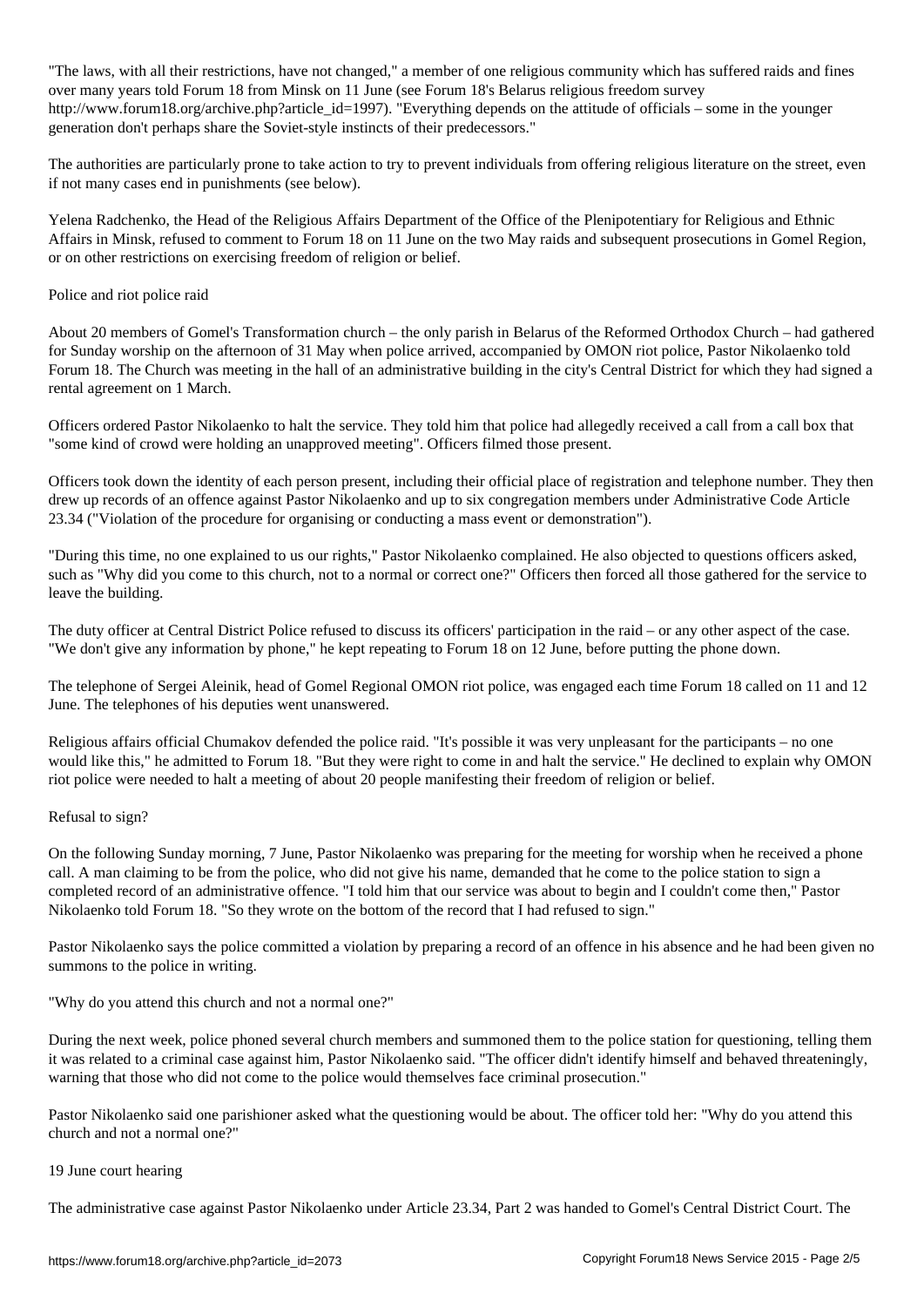"The laws, with all their restrictions, have not changed," a member of one religious community which has suffered raids and fines over many years told Forum 18 from Minsk on 11 June (see Forum 18's Belarus religious freedom survey http://www.forum18.org/archive.php?article_id=1997). "Everything depends on the attitude of officials – some in the younger generation don't perhaps share the Soviet-style instincts of their predecessors."

The authorities are particularly prone to take action to try to prevent individuals from offering religious literature on the street, even if not many cases end in punishments (see below).

Yelena Radchenko, the Head of the Religious Affairs Department of the Office of the Plenipotentiary for Religious and Ethnic Affairs in Minsk, refused to comment to Forum 18 on 11 June on the two May raids and subsequent prosecutions in Gomel Region, or on other restrictions on exercising freedom of religion or belief.

## Police and riot police raid

About 20 members of Gomel's Transformation church – the only parish in Belarus of the Reformed Orthodox Church – had gathered for Sunday worship on the afternoon of 31 May when police arrived, accompanied by OMON riot police, Pastor Nikolaenko told Forum 18. The Church was meeting in the hall of an administrative building in the city's Central District for which they had signed a rental agreement on 1 March.

Officers ordered Pastor Nikolaenko to halt the service. They told him that police had allegedly received a call from a call box that "some kind of crowd were holding an unapproved meeting". Officers filmed those present.

Officers took down the identity of each person present, including their official place of registration and telephone number. They then drew up records of an offence against Pastor Nikolaenko and up to six congregation members under Administrative Code Article 23.34 ("Violation of the procedure for organising or conducting a mass event or demonstration").

"During this time, no one explained to us our rights," Pastor Nikolaenko complained. He also objected to questions officers asked, such as "Why did you come to this church, not to a normal or correct one?" Officers then forced all those gathered for the service to leave the building.

The duty officer at Central District Police refused to discuss its officers' participation in the raid – or any other aspect of the case. "We don't give any information by phone," he kept repeating to Forum 18 on 12 June, before putting the phone down.

The telephone of Sergei Aleinik, head of Gomel Regional OMON riot police, was engaged each time Forum 18 called on 11 and 12 June. The telephones of his deputies went unanswered.

Religious affairs official Chumakov defended the police raid. "It's possible it was very unpleasant for the participants – no one would like this," he admitted to Forum 18. "But they were right to come in and halt the service." He declined to explain why OMON riot police were needed to halt a meeting of about 20 people manifesting their freedom of religion or belief.

## Refusal to sign?

On the following Sunday morning, 7 June, Pastor Nikolaenko was preparing for the meeting for worship when he received a phone call. A man claiming to be from the police, who did not give his name, demanded that he come to the police station to sign a completed record of an administrative offence. "I told him that our service was about to begin and I couldn't come then," Pastor Nikolaenko told Forum 18. "So they wrote on the bottom of the record that I had refused to sign."

Pastor Nikolaenko says the police committed a violation by preparing a record of an offence in his absence and he had been given no summons to the police in writing.

## "Why do you attend this church and not a normal one?"

During the next week, police phoned several church members and summoned them to the police station for questioning, telling them it was related to a criminal case against him, Pastor Nikolaenko said. "The officer didn't identify himself and behaved threateningly, warning that those who did not come to the police would themselves face criminal prosecution."

Pastor Nikolaenko said one parishioner asked what the questioning would be about. The officer told her: "Why do you attend this church and not a normal one?"

## 19 June court hearing

The administrative case against Pastor Nikolaenko under Article 23.34, Part 2 was handed to Gomel's Central District Court. The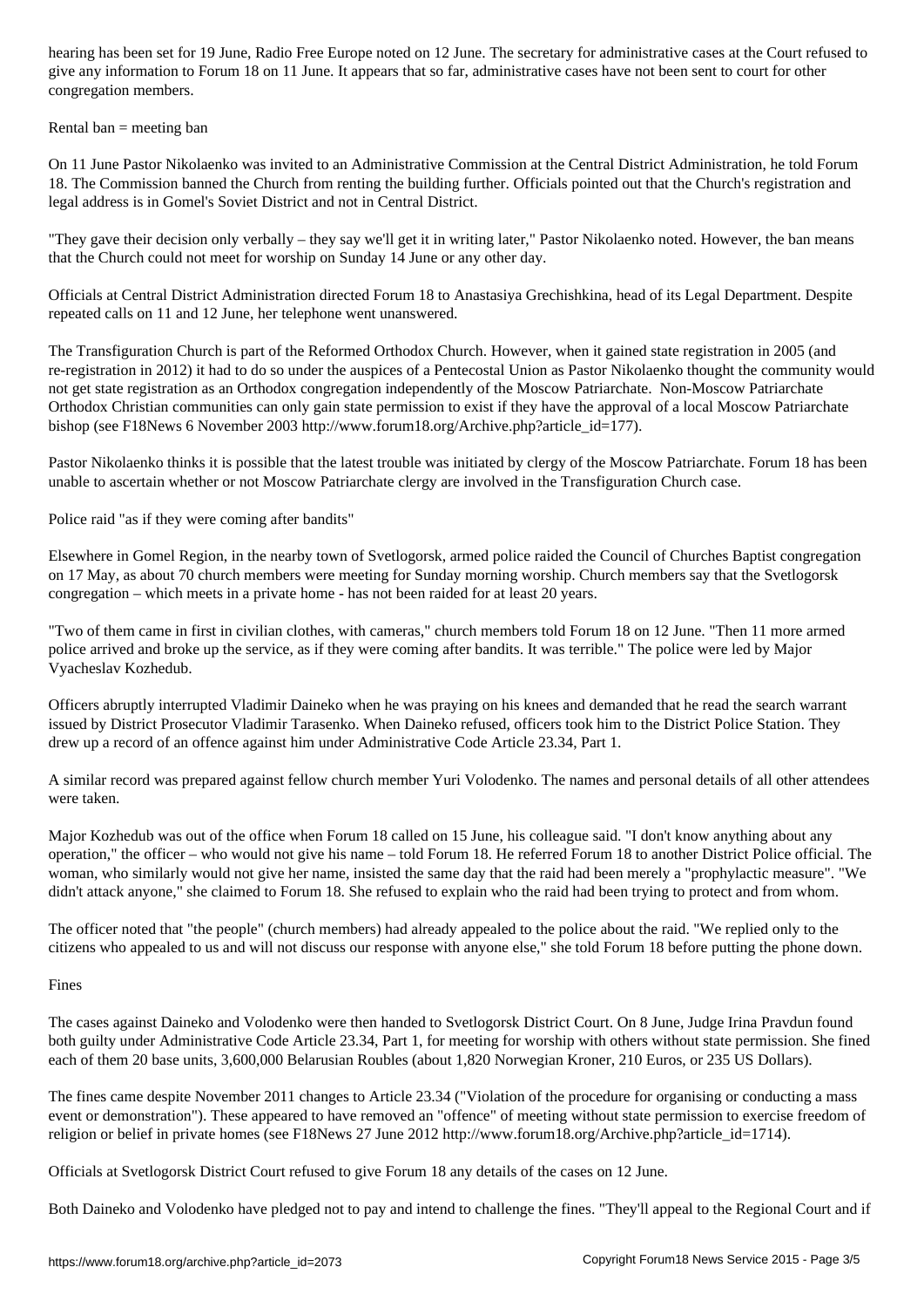hearing has been set for 19 June, Radio Free Europe noted on 12 June. The secretary for administrative cases at the Court refused to give any information to Forum 18 on 11 June. It appears that so far, administrative cases have not been sent to court for other congregation members.

## Rental ban = meeting ban

On 11 June Pastor Nikolaenko was invited to an Administrative Commission at the Central District Administration, he told Forum 18. The Commission banned the Church from renting the building further. Officials pointed out that the Church's registration and legal address is in Gomel's Soviet District and not in Central District.

"They gave their decision only verbally – they say we'll get it in writing later," Pastor Nikolaenko noted. However, the ban means that the Church could not meet for worship on Sunday 14 June or any other day.

Officials at Central District Administration directed Forum 18 to Anastasiya Grechishkina, head of its Legal Department. Despite repeated calls on 11 and 12 June, her telephone went unanswered.

The Transfiguration Church is part of the Reformed Orthodox Church. However, when it gained state registration in 2005 (and re-registration in 2012) it had to do so under the auspices of a Pentecostal Union as Pastor Nikolaenko thought the community would not get state registration as an Orthodox congregation independently of the Moscow Patriarchate. Non-Moscow Patriarchate Orthodox Christian communities can only gain state permission to exist if they have the approval of a local Moscow Patriarchate bishop (see F18News 6 November 2003 http://www.forum18.org/Archive.php?article_id=177).

Pastor Nikolaenko thinks it is possible that the latest trouble was initiated by clergy of the Moscow Patriarchate. Forum 18 has been unable to ascertain whether or not Moscow Patriarchate clergy are involved in the Transfiguration Church case.

## Police raid "as if they were coming after bandits"

Elsewhere in Gomel Region, in the nearby town of Svetlogorsk, armed police raided the Council of Churches Baptist congregation on 17 May, as about 70 church members were meeting for Sunday morning worship. Church members say that the Svetlogorsk congregation – which meets in a private home - has not been raided for at least 20 years.

"Two of them came in first in civilian clothes, with cameras," church members told Forum 18 on 12 June. "Then 11 more armed police arrived and broke up the service, as if they were coming after bandits. It was terrible." The police were led by Major Vyacheslav Kozhedub.

Officers abruptly interrupted Vladimir Daineko when he was praying on his knees and demanded that he read the search warrant issued by District Prosecutor Vladimir Tarasenko. When Daineko refused, officers took him to the District Police Station. They drew up a record of an offence against him under Administrative Code Article 23.34, Part 1.

A similar record was prepared against fellow church member Yuri Volodenko. The names and personal details of all other attendees were taken.

Major Kozhedub was out of the office when Forum 18 called on 15 June, his colleague said. "I don't know anything about any operation," the officer – who would not give his name – told Forum 18. He referred Forum 18 to another District Police official. The woman, who similarly would not give her name, insisted the same day that the raid had been merely a "prophylactic measure". "We didn't attack anyone," she claimed to Forum 18. She refused to explain who the raid had been trying to protect and from whom.

The officer noted that "the people" (church members) had already appealed to the police about the raid. "We replied only to the citizens who appealed to us and will not discuss our response with anyone else," she told Forum 18 before putting the phone down.

## Fines

The cases against Daineko and Volodenko were then handed to Svetlogorsk District Court. On 8 June, Judge Irina Pravdun found both guilty under Administrative Code Article 23.34, Part 1, for meeting for worship with others without state permission. She fined each of them 20 base units, 3,600,000 Belarusian Roubles (about 1,820 Norwegian Kroner, 210 Euros, or 235 US Dollars).

The fines came despite November 2011 changes to Article 23.34 ("Violation of the procedure for organising or conducting a mass event or demonstration"). These appeared to have removed an "offence" of meeting without state permission to exercise freedom of religion or belief in private homes (see F18News 27 June 2012 http://www.forum18.org/Archive.php?article_id=1714).

Officials at Svetlogorsk District Court refused to give Forum 18 any details of the cases on 12 June.

Both Daineko and Volodenko have pledged not to pay and intend to challenge the fines. "They'll appeal to the Regional Court and if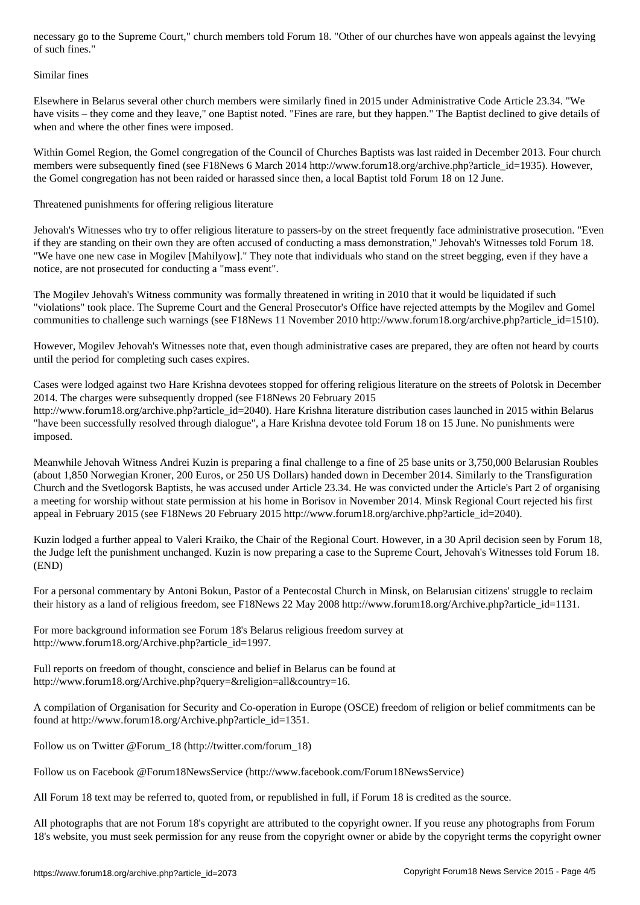necessary go to the Supreme Court," church members told Forum 18. "Other of our churches have won appeals against the levying of such fines."

## Similar fines

Elsewhere in Belarus several other church members were similarly fined in 2015 under Administrative Code Article 23.34. "We have visits – they come and they leave," one Baptist noted. "Fines are rare, but they happen." The Baptist declined to give details of when and where the other fines were imposed.

Within Gomel Region, the Gomel congregation of the Council of Churches Baptists was last raided in December 2013. Four church members were subsequently fined (see F18News 6 March 2014 http://www.forum18.org/archive.php?article_id=1935). However, the Gomel congregation has not been raided or harassed since then, a local Baptist told Forum 18 on 12 June.

## Threatened punishments for offering religious literature

Jehovah's Witnesses who try to offer religious literature to passers-by on the street frequently face administrative prosecution. "Even if they are standing on their own they are often accused of conducting a mass demonstration," Jehovah's Witnesses told Forum 18. "We have one new case in Mogilev [Mahilyow]." They note that individuals who stand on the street begging, even if they have a notice, are not prosecuted for conducting a "mass event".

The Mogilev Jehovah's Witness community was formally threatened in writing in 2010 that it would be liquidated if such "violations" took place. The Supreme Court and the General Prosecutor's Office have rejected attempts by the Mogilev and Gomel communities to challenge such warnings (see F18News 11 November 2010 http://www.forum18.org/archive.php?article_id=1510).

However, Mogilev Jehovah's Witnesses note that, even though administrative cases are prepared, they are often not heard by courts until the period for completing such cases expires.

Cases were lodged against two Hare Krishna devotees stopped for offering religious literature on the streets of Polotsk in December 2014. The charges were subsequently dropped (see F18News 20 February 2015 http://www.forum18.org/archive.php?article_id=2040). Hare Krishna literature distribution cases launched in 2015 within Belarus "have been successfully resolved through dialogue", a Hare Krishna devotee told Forum 18 on 15 June. No punishments were imposed.

Meanwhile Jehovah Witness Andrei Kuzin is preparing a final challenge to a fine of 25 base units or 3,750,000 Belarusian Roubles (about 1,850 Norwegian Kroner, 200 Euros, or 250 US Dollars) handed down in December 2014. Similarly to the Transfiguration Church and the Svetlogorsk Baptists, he was accused under Article 23.34. He was convicted under the Article's Part 2 of organising a meeting for worship without state permission at his home in Borisov in November 2014. Minsk Regional Court rejected his first appeal in February 2015 (see F18News 20 February 2015 http://www.forum18.org/archive.php?article_id=2040).

Kuzin lodged a further appeal to Valeri Kraiko, the Chair of the Regional Court. However, in a 30 April decision seen by Forum 18, the Judge left the punishment unchanged. Kuzin is now preparing a case to the Supreme Court, Jehovah's Witnesses told Forum 18. (END)

For a personal commentary by Antoni Bokun, Pastor of a Pentecostal Church in Minsk, on Belarusian citizens' struggle to reclaim their history as a land of religious freedom, see F18News 22 May 2008 http://www.forum18.org/Archive.php?article_id=1131.

For more background information see Forum 18's Belarus religious freedom survey at http://www.forum18.org/Archive.php?article_id=1997.

Full reports on freedom of thought, conscience and belief in Belarus can be found at http://www.forum18.org/Archive.php?query=&religion=all&country=16.

A compilation of Organisation for Security and Co-operation in Europe (OSCE) freedom of religion or belief commitments can be found at http://www.forum18.org/Archive.php?article_id=1351.

Follow us on Twitter @Forum_18 (http://twitter.com/forum_18)

Follow us on Facebook @Forum18NewsService (http://www.facebook.com/Forum18NewsService)

All Forum 18 text may be referred to, quoted from, or republished in full, if Forum 18 is credited as the source.

All photographs that are not Forum 18's copyright are attributed to the copyright owner. If you reuse any photographs from Forum 18's website, you must seek permission for any reuse from the copyright owner or abide by the copyright terms the copyright owner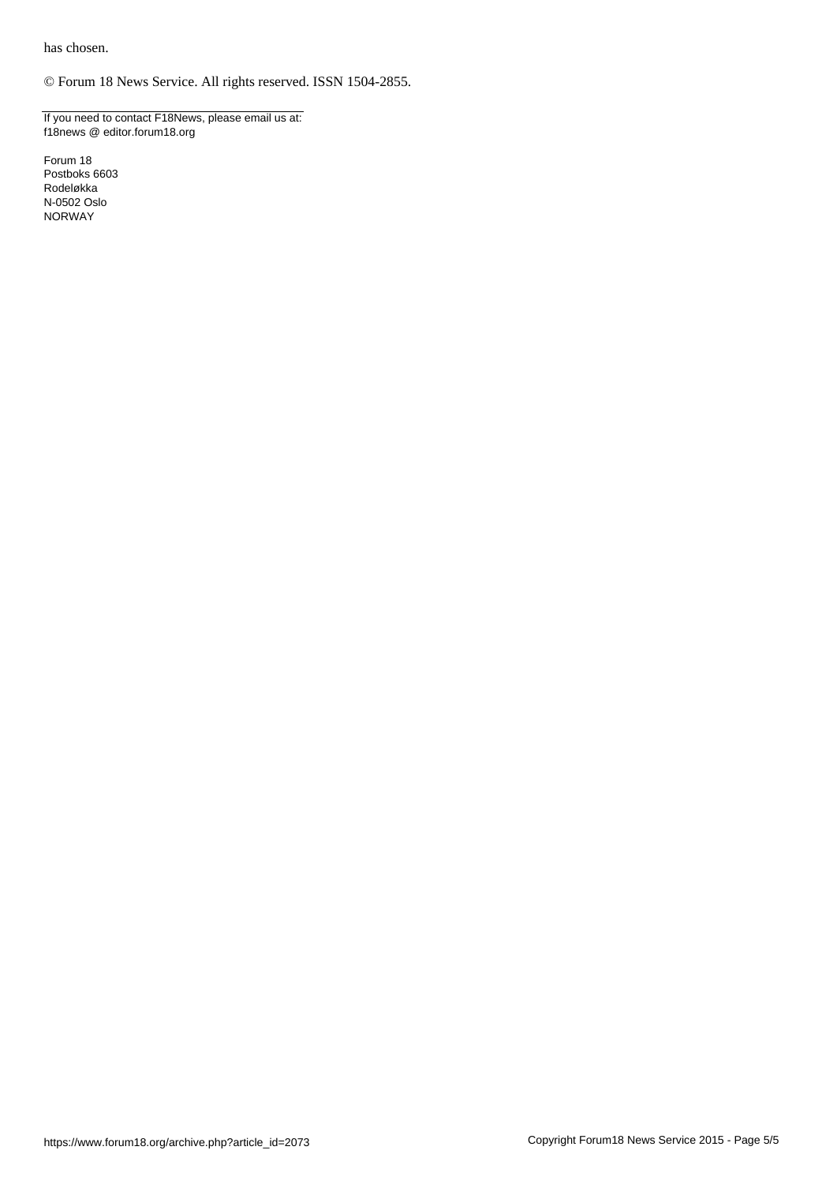has chosen.

© Forum 18 News Service. All rights reserved. ISSN 1504-2855.

If you need to contact F18News, please email us at:
f18news @ editor.forum18.org

Forum 18
Postboks 6603
Rodeløkka
N-0502 Oslo
NORWAY